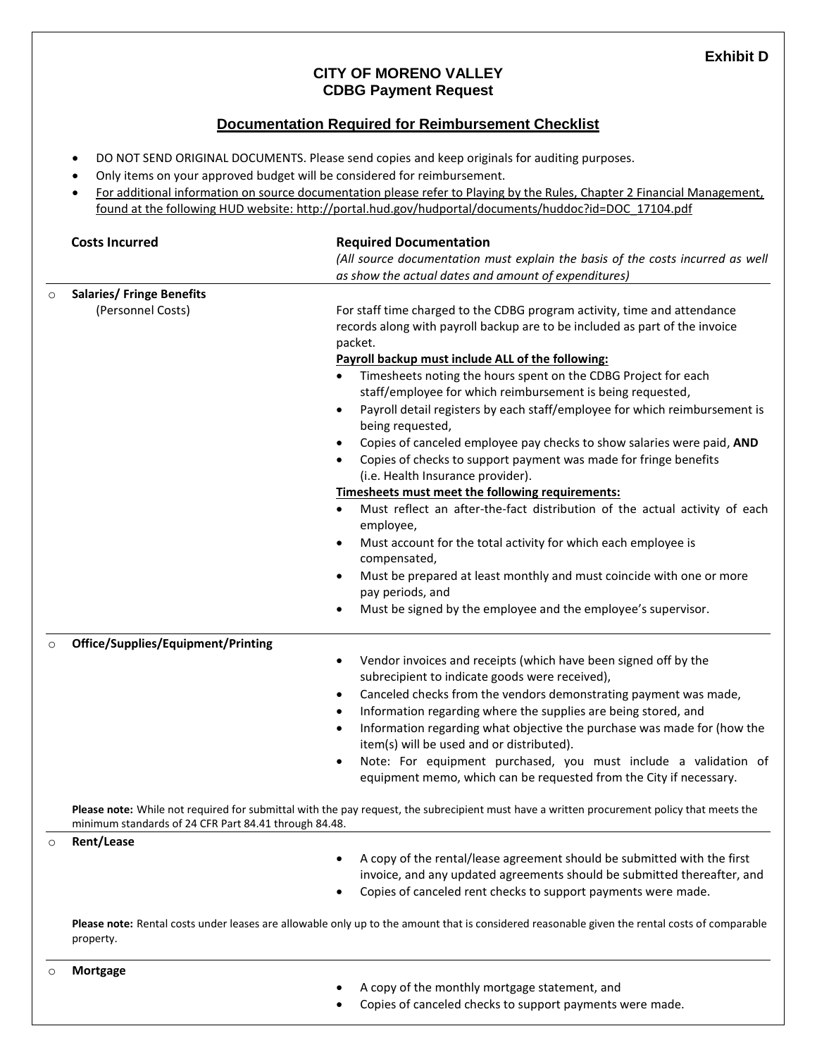**Exhibit D**

# CITY OF MORENO VALLEY
## CDBG Payment Request

### Documentation Required for Reimbursement Checklist

- DO NOT SEND ORIGINAL DOCUMENTS. Please send copies and keep originals for auditing purposes.
- Only items on your approved budget will be considered for reimbursement.
- For additional information on source documentation please refer to Playing by the Rules, Chapter 2 Financial Management, found at the following HUD website: http://portal.hud.gov/hudportal/documents/huddoc?id=DOC_17104.pdf

| Costs Incurred | Required Documentation<br>*(All source documentation must explain the basis of the costs incurred as well as show the actual dates and amount of expenditures)* |
|---|---|
| ○ **Salaries/ Fringe Benefits**<br>(Personnel Costs) | For staff time charged to the CDBG program activity, time and attendance records along with payroll backup are to be included as part of the invoice packet.<br>**Payroll backup must include ALL of the following:**<br>• Timesheets noting the hours spent on the CDBG Project for each staff/employee for which reimbursement is being requested,<br>• Payroll detail registers by each staff/employee for which reimbursement is being requested,<br>• Copies of canceled employee pay checks to show salaries were paid, **AND**<br>• Copies of checks to support payment was made for fringe benefits (i.e. Health Insurance provider).<br>**Timesheets must meet the following requirements:**<br>• Must reflect an after-the-fact distribution of the actual activity of each employee,<br>• Must account for the total activity for which each employee is compensated,<br>• Must be prepared at least monthly and must coincide with one or more pay periods, and<br>• Must be signed by the employee and the employee's supervisor. |
| ○ **Office/Supplies/Equipment/Printing** | • Vendor invoices and receipts (which have been signed off by the subrecipient to indicate goods were received),<br>• Canceled checks from the vendors demonstrating payment was made,<br>• Information regarding where the supplies are being stored, and<br>• Information regarding what objective the purchase was made for (how the item(s) will be used and or distributed).<br>• Note: For equipment purchased, you must include a validation of equipment memo, which can be requested from the City if necessary. |

**Please note:** While not required for submittal with the pay request, the subrecipient must have a written procurement policy that meets the minimum standards of 24 CFR Part 84.41 through 84.48.

| | |
|---|---|
| ○ **Rent/Lease** | • A copy of the rental/lease agreement should be submitted with the first invoice, and any updated agreements should be submitted thereafter, and<br>• Copies of canceled rent checks to support payments were made. |

**Please note:** Rental costs under leases are allowable only up to the amount that is considered reasonable given the rental costs of comparable property.

| | |
|---|---|
| ○ **Mortgage** | • A copy of the monthly mortgage statement, and<br>• Copies of canceled checks to support payments were made. |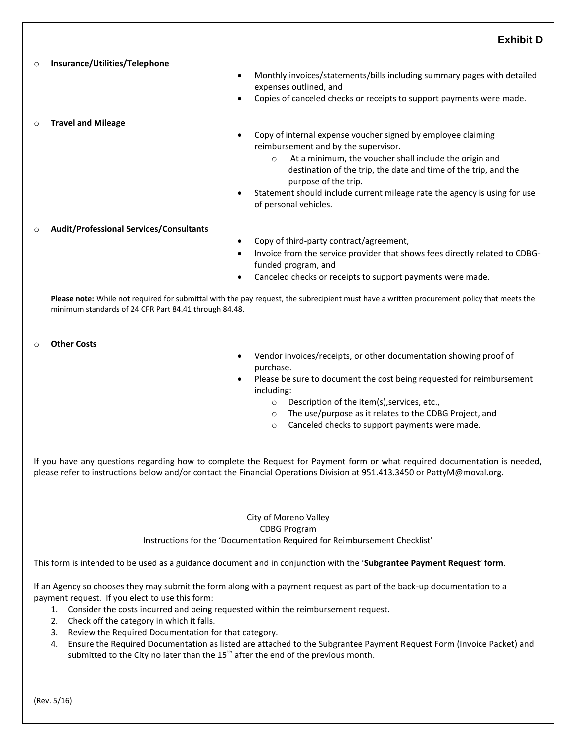**Exhibit D**

- **Insurance/Utilities/Telephone**
  - Monthly invoices/statements/bills including summary pages with detailed expenses outlined, and
  - Copies of canceled checks or receipts to support payments were made.

- **Travel and Mileage**
  - Copy of internal expense voucher signed by employee claiming reimbursement and by the supervisor.
    - At a minimum, the voucher shall include the origin and destination of the trip, the date and time of the trip, and the purpose of the trip.
  - Statement should include current mileage rate the agency is using for use of personal vehicles.

- **Audit/Professional Services/Consultants**
  - Copy of third-party contract/agreement,
  - Invoice from the service provider that shows fees directly related to CDBG-funded program, and
  - Canceled checks or receipts to support payments were made.

  **Please note:** While not required for submittal with the pay request, the subrecipient must have a written procurement policy that meets the minimum standards of 24 CFR Part 84.41 through 84.48.

- **Other Costs**
  - Vendor invoices/receipts, or other documentation showing proof of purchase.
  - Please be sure to document the cost being requested for reimbursement including:
    - Description of the item(s),services, etc.,
    - The use/purpose as it relates to the CDBG Project, and
    - Canceled checks to support payments were made.

If you have any questions regarding how to complete the Request for Payment form or what required documentation is needed, please refer to instructions below and/or contact the Financial Operations Division at 951.413.3450 or PattyM@moval.org.

City of Moreno Valley
CDBG Program
Instructions for the 'Documentation Required for Reimbursement Checklist'

This form is intended to be used as a guidance document and in conjunction with the '**Subgrantee Payment Request' form**.

If an Agency so chooses they may submit the form along with a payment request as part of the back-up documentation to a payment request. If you elect to use this form:

1. Consider the costs incurred and being requested within the reimbursement request.
2. Check off the category in which it falls.
3. Review the Required Documentation for that category.
4. Ensure the Required Documentation as listed are attached to the Subgrantee Payment Request Form (Invoice Packet) and submitted to the City no later than the 15th after the end of the previous month.

(Rev. 5/16)